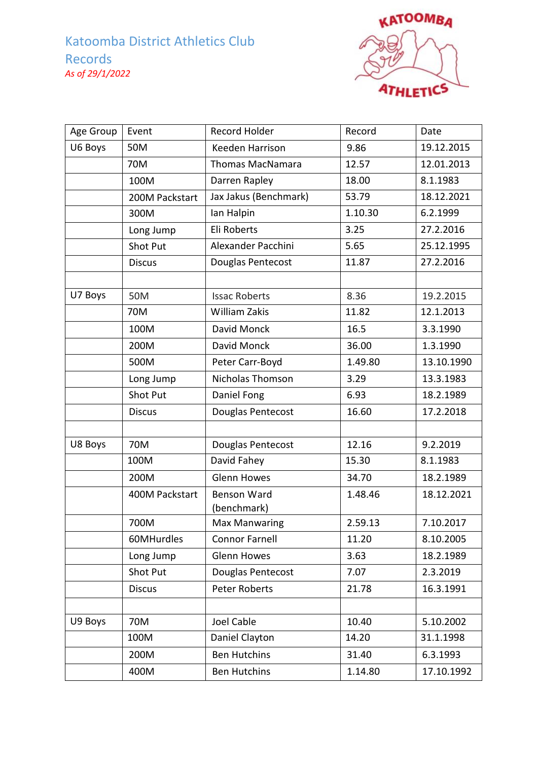# Katoomba District Athletics Club Records

*As of 29/1/2022*

| Age Group | Event | Record Holder | Record | Date |
|---|---|---|---|---|
| U6 Boys | 50M | Keeden Harrison | 9.86 | 19.12.2015 |
| | 70M | Thomas MacNamara | 12.57 | 12.01.2013 |
| | 100M | Darren Rapley | 18.00 | 8.1.1983 |
| | 200M Packstart | Jax Jakus (Benchmark) | 53.79 | 18.12.2021 |
| | 300M | Ian Halpin | 1.10.30 | 6.2.1999 |
| | Long Jump | Eli Roberts | 3.25 | 27.2.2016 |
| | Shot Put | Alexander Pacchini | 5.65 | 25.12.1995 |
| | Discus | Douglas Pentecost | 11.87 | 27.2.2016 |
| | | | | |
| U7 Boys | 50M | Issac Roberts | 8.36 | 19.2.2015 |
| | 70M | William Zakis | 11.82 | 12.1.2013 |
| | 100M | David Monck | 16.5 | 3.3.1990 |
| | 200M | David Monck | 36.00 | 1.3.1990 |
| | 500M | Peter Carr-Boyd | 1.49.80 | 13.10.1990 |
| | Long Jump | Nicholas Thomson | 3.29 | 13.3.1983 |
| | Shot Put | Daniel Fong | 6.93 | 18.2.1989 |
| | Discus | Douglas Pentecost | 16.60 | 17.2.2018 |
| | | | | |
| U8 Boys | 70M | Douglas Pentecost | 12.16 | 9.2.2019 |
| | 100M | David Fahey | 15.30 | 8.1.1983 |
| | 200M | Glenn Howes | 34.70 | 18.2.1989 |
| | 400M Packstart | Benson Ward (benchmark) | 1.48.46 | 18.12.2021 |
| | 700M | Max Manwaring | 2.59.13 | 7.10.2017 |
| | 60MHurdles | Connor Farnell | 11.20 | 8.10.2005 |
| | Long Jump | Glenn Howes | 3.63 | 18.2.1989 |
| | Shot Put | Douglas Pentecost | 7.07 | 2.3.2019 |
| | Discus | Peter Roberts | 21.78 | 16.3.1991 |
| | | | | |
| U9 Boys | 70M | Joel Cable | 10.40 | 5.10.2002 |
| | 100M | Daniel Clayton | 14.20 | 31.1.1998 |
| | 200M | Ben Hutchins | 31.40 | 6.3.1993 |
| | 400M | Ben Hutchins | 1.14.80 | 17.10.1992 |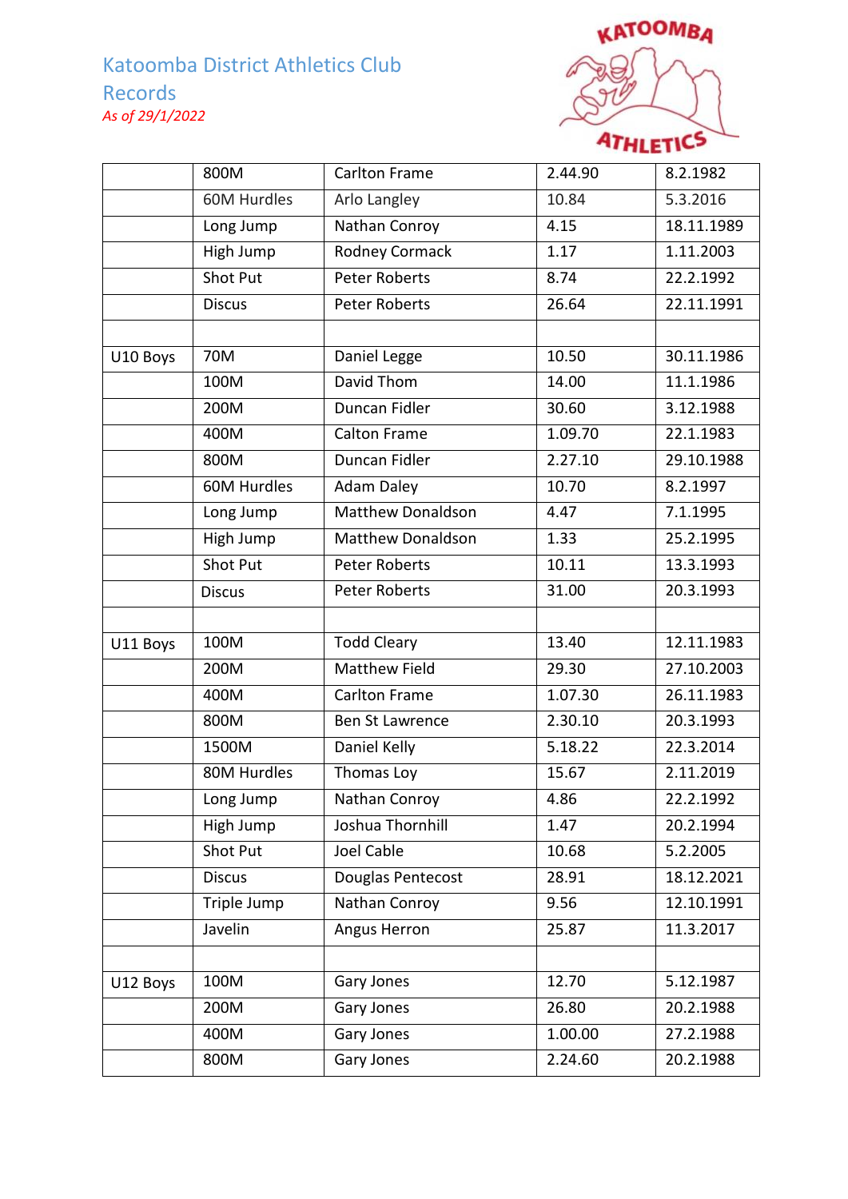# Katoomba District Athletics Club Records

*As of 29/1/2022*

| | | | | |
|---|---|---|---|---|
| | 800M | Carlton Frame | 2.44.90 | 8.2.1982 |
| | 60M Hurdles | Arlo Langley | 10.84 | 5.3.2016 |
| | Long Jump | Nathan Conroy | 4.15 | 18.11.1989 |
| | High Jump | Rodney Cormack | 1.17 | 1.11.2003 |
| | Shot Put | Peter Roberts | 8.74 | 22.2.1992 |
| | Discus | Peter Roberts | 26.64 | 22.11.1991 |
| | | | | |
| U10 Boys | 70M | Daniel Legge | 10.50 | 30.11.1986 |
| | 100M | David Thom | 14.00 | 11.1.1986 |
| | 200M | Duncan Fidler | 30.60 | 3.12.1988 |
| | 400M | Calton Frame | 1.09.70 | 22.1.1983 |
| | 800M | Duncan Fidler | 2.27.10 | 29.10.1988 |
| | 60M Hurdles | Adam Daley | 10.70 | 8.2.1997 |
| | Long Jump | Matthew Donaldson | 4.47 | 7.1.1995 |
| | High Jump | Matthew Donaldson | 1.33 | 25.2.1995 |
| | Shot Put | Peter Roberts | 10.11 | 13.3.1993 |
| | Discus | Peter Roberts | 31.00 | 20.3.1993 |
| | | | | |
| U11 Boys | 100M | Todd Cleary | 13.40 | 12.11.1983 |
| | 200M | Matthew Field | 29.30 | 27.10.2003 |
| | 400M | Carlton Frame | 1.07.30 | 26.11.1983 |
| | 800M | Ben St Lawrence | 2.30.10 | 20.3.1993 |
| | 1500M | Daniel Kelly | 5.18.22 | 22.3.2014 |
| | 80M Hurdles | Thomas Loy | 15.67 | 2.11.2019 |
| | Long Jump | Nathan Conroy | 4.86 | 22.2.1992 |
| | High Jump | Joshua Thornhill | 1.47 | 20.2.1994 |
| | Shot Put | Joel Cable | 10.68 | 5.2.2005 |
| | Discus | Douglas Pentecost | 28.91 | 18.12.2021 |
| | Triple Jump | Nathan Conroy | 9.56 | 12.10.1991 |
| | Javelin | Angus Herron | 25.87 | 11.3.2017 |
| | | | | |
| U12 Boys | 100M | Gary Jones | 12.70 | 5.12.1987 |
| | 200M | Gary Jones | 26.80 | 20.2.1988 |
| | 400M | Gary Jones | 1.00.00 | 27.2.1988 |
| | 800M | Gary Jones | 2.24.60 | 20.2.1988 |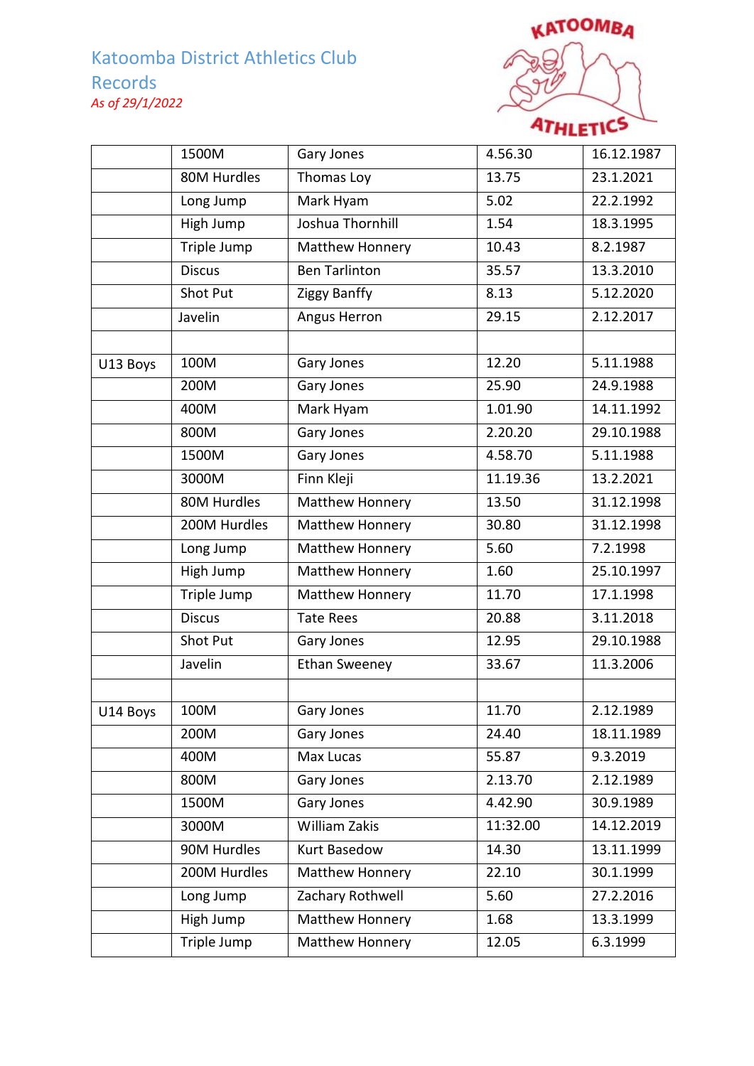# Katoomba District Athletics Club

## Records

*As of 29/1/2022*

| | | | | |
|---|---|---|---|---|
| | 1500M | Gary Jones | 4.56.30 | 16.12.1987 |
| | 80M Hurdles | Thomas Loy | 13.75 | 23.1.2021 |
| | Long Jump | Mark Hyam | 5.02 | 22.2.1992 |
| | High Jump | Joshua Thornhill | 1.54 | 18.3.1995 |
| | Triple Jump | Matthew Honnery | 10.43 | 8.2.1987 |
| | Discus | Ben Tarlinton | 35.57 | 13.3.2010 |
| | Shot Put | Ziggy Banffy | 8.13 | 5.12.2020 |
| | Javelin | Angus Herron | 29.15 | 2.12.2017 |
| | | | | |
| U13 Boys | 100M | Gary Jones | 12.20 | 5.11.1988 |
| | 200M | Gary Jones | 25.90 | 24.9.1988 |
| | 400M | Mark Hyam | 1.01.90 | 14.11.1992 |
| | 800M | Gary Jones | 2.20.20 | 29.10.1988 |
| | 1500M | Gary Jones | 4.58.70 | 5.11.1988 |
| | 3000M | Finn Kleji | 11.19.36 | 13.2.2021 |
| | 80M Hurdles | Matthew Honnery | 13.50 | 31.12.1998 |
| | 200M Hurdles | Matthew Honnery | 30.80 | 31.12.1998 |
| | Long Jump | Matthew Honnery | 5.60 | 7.2.1998 |
| | High Jump | Matthew Honnery | 1.60 | 25.10.1997 |
| | Triple Jump | Matthew Honnery | 11.70 | 17.1.1998 |
| | Discus | Tate Rees | 20.88 | 3.11.2018 |
| | Shot Put | Gary Jones | 12.95 | 29.10.1988 |
| | Javelin | Ethan Sweeney | 33.67 | 11.3.2006 |
| | | | | |
| U14 Boys | 100M | Gary Jones | 11.70 | 2.12.1989 |
| | 200M | Gary Jones | 24.40 | 18.11.1989 |
| | 400M | Max Lucas | 55.87 | 9.3.2019 |
| | 800M | Gary Jones | 2.13.70 | 2.12.1989 |
| | 1500M | Gary Jones | 4.42.90 | 30.9.1989 |
| | 3000M | William Zakis | 11:32.00 | 14.12.2019 |
| | 90M Hurdles | Kurt Basedow | 14.30 | 13.11.1999 |
| | 200M Hurdles | Matthew Honnery | 22.10 | 30.1.1999 |
| | Long Jump | Zachary Rothwell | 5.60 | 27.2.2016 |
| | High Jump | Matthew Honnery | 1.68 | 13.3.1999 |
| | Triple Jump | Matthew Honnery | 12.05 | 6.3.1999 |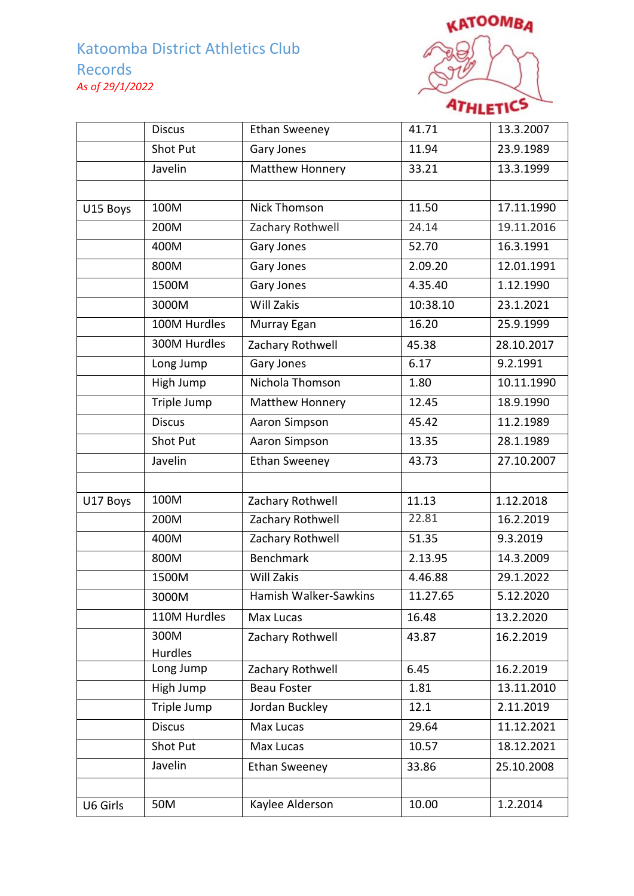Katoomba District Athletics Club
Records
*As of 29/1/2022*

| | | | | |
|---|---|---|---|---|
| | Discus | Ethan Sweeney | 41.71 | 13.3.2007 |
| | Shot Put | Gary Jones | 11.94 | 23.9.1989 |
| | Javelin | Matthew Honnery | 33.21 | 13.3.1999 |
| | | | | |
| U15 Boys | 100M | Nick Thomson | 11.50 | 17.11.1990 |
| | 200M | Zachary Rothwell | 24.14 | 19.11.2016 |
| | 400M | Gary Jones | 52.70 | 16.3.1991 |
| | 800M | Gary Jones | 2.09.20 | 12.01.1991 |
| | 1500M | Gary Jones | 4.35.40 | 1.12.1990 |
| | 3000M | Will Zakis | 10:38.10 | 23.1.2021 |
| | 100M Hurdles | Murray Egan | 16.20 | 25.9.1999 |
| | 300M Hurdles | Zachary Rothwell | 45.38 | 28.10.2017 |
| | Long Jump | Gary Jones | 6.17 | 9.2.1991 |
| | High Jump | Nichola Thomson | 1.80 | 10.11.1990 |
| | Triple Jump | Matthew Honnery | 12.45 | 18.9.1990 |
| | Discus | Aaron Simpson | 45.42 | 11.2.1989 |
| | Shot Put | Aaron Simpson | 13.35 | 28.1.1989 |
| | Javelin | Ethan Sweeney | 43.73 | 27.10.2007 |
| | | | | |
| U17 Boys | 100M | Zachary Rothwell | 11.13 | 1.12.2018 |
| | 200M | Zachary Rothwell | 22.81 | 16.2.2019 |
| | 400M | Zachary Rothwell | 51.35 | 9.3.2019 |
| | 800M | Benchmark | 2.13.95 | 14.3.2009 |
| | 1500M | Will Zakis | 4.46.88 | 29.1.2022 |
| | 3000M | Hamish Walker-Sawkins | 11.27.65 | 5.12.2020 |
| | 110M Hurdles | Max Lucas | 16.48 | 13.2.2020 |
| | 300M Hurdles | Zachary Rothwell | 43.87 | 16.2.2019 |
| | Long Jump | Zachary Rothwell | 6.45 | 16.2.2019 |
| | High Jump | Beau Foster | 1.81 | 13.11.2010 |
| | Triple Jump | Jordan Buckley | 12.1 | 2.11.2019 |
| | Discus | Max Lucas | 29.64 | 11.12.2021 |
| | Shot Put | Max Lucas | 10.57 | 18.12.2021 |
| | Javelin | Ethan Sweeney | 33.86 | 25.10.2008 |
| | | | | |
| U6 Girls | 50M | Kaylee Alderson | 10.00 | 1.2.2014 |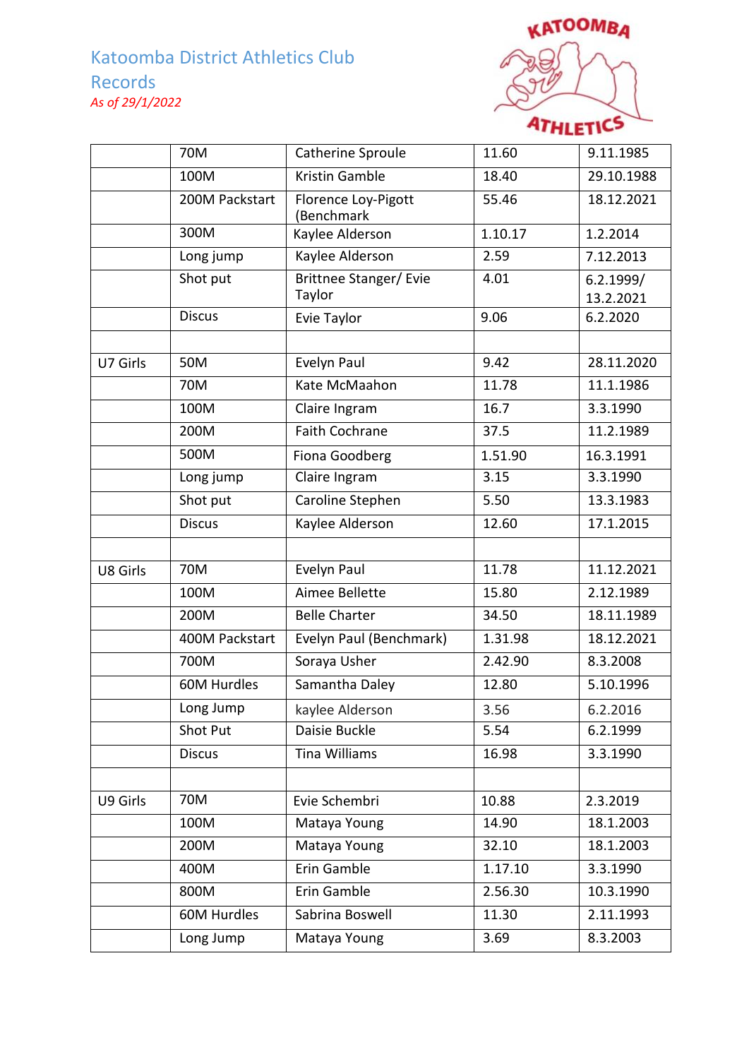Katoomba District Athletics Club

Records

*As of 29/1/2022*

| | | | | |
|---|---|---|---|---|
| | 70M | Catherine Sproule | 11.60 | 9.11.1985 |
| | 100M | Kristin Gamble | 18.40 | 29.10.1988 |
| | 200M Packstart | Florence Loy-Pigott (Benchmark | 55.46 | 18.12.2021 |
| | 300M | Kaylee Alderson | 1.10.17 | 1.2.2014 |
| | Long jump | Kaylee Alderson | 2.59 | 7.12.2013 |
| | Shot put | Brittnee Stanger/ Evie Taylor | 4.01 | 6.2.1999/ 13.2.2021 |
| | Discus | Evie Taylor | 9.06 | 6.2.2020 |
| | | | | |
| U7 Girls | 50M | Evelyn Paul | 9.42 | 28.11.2020 |
| | 70M | Kate McMaahon | 11.78 | 11.1.1986 |
| | 100M | Claire Ingram | 16.7 | 3.3.1990 |
| | 200M | Faith Cochrane | 37.5 | 11.2.1989 |
| | 500M | Fiona Goodberg | 1.51.90 | 16.3.1991 |
| | Long jump | Claire Ingram | 3.15 | 3.3.1990 |
| | Shot put | Caroline Stephen | 5.50 | 13.3.1983 |
| | Discus | Kaylee Alderson | 12.60 | 17.1.2015 |
| | | | | |
| U8 Girls | 70M | Evelyn Paul | 11.78 | 11.12.2021 |
| | 100M | Aimee Bellette | 15.80 | 2.12.1989 |
| | 200M | Belle Charter | 34.50 | 18.11.1989 |
| | 400M Packstart | Evelyn Paul (Benchmark) | 1.31.98 | 18.12.2021 |
| | 700M | Soraya Usher | 2.42.90 | 8.3.2008 |
| | 60M Hurdles | Samantha Daley | 12.80 | 5.10.1996 |
| | Long Jump | kaylee Alderson | 3.56 | 6.2.2016 |
| | Shot Put | Daisie Buckle | 5.54 | 6.2.1999 |
| | Discus | Tina Williams | 16.98 | 3.3.1990 |
| | | | | |
| U9 Girls | 70M | Evie Schembri | 10.88 | 2.3.2019 |
| | 100M | Mataya Young | 14.90 | 18.1.2003 |
| | 200M | Mataya Young | 32.10 | 18.1.2003 |
| | 400M | Erin Gamble | 1.17.10 | 3.3.1990 |
| | 800M | Erin Gamble | 2.56.30 | 10.3.1990 |
| | 60M Hurdles | Sabrina Boswell | 11.30 | 2.11.1993 |
| | Long Jump | Mataya Young | 3.69 | 8.3.2003 |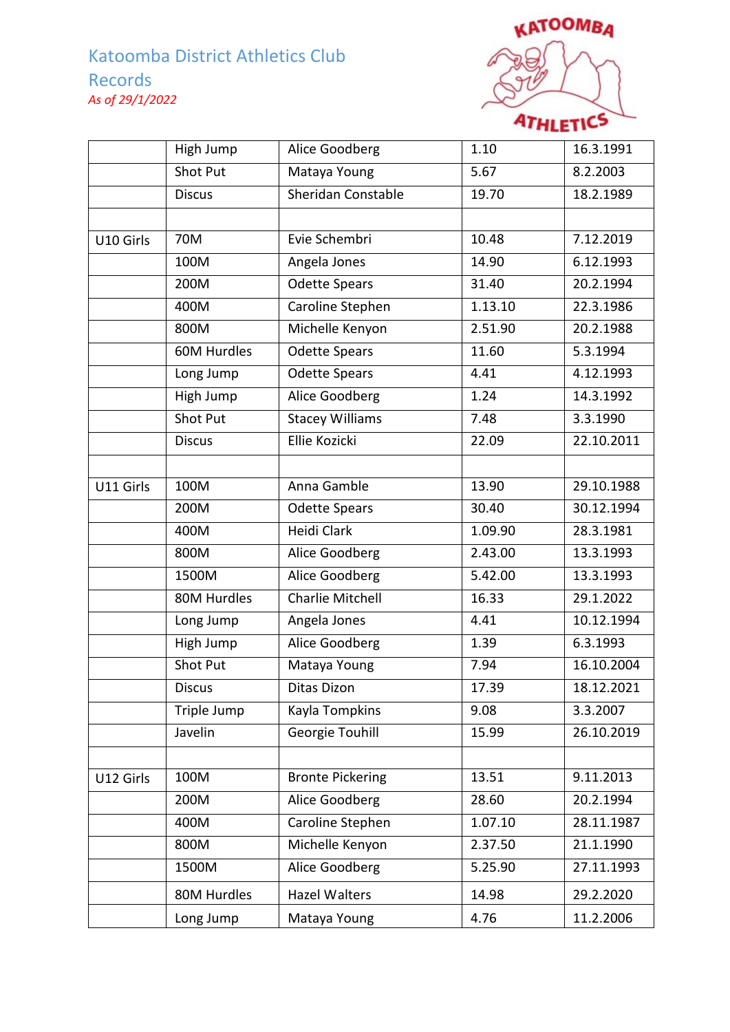Katoomba District Athletics Club

Records

*As of 29/1/2022*

| | | | | |
|---|---|---|---|---|
| | High Jump | Alice Goodberg | 1.10 | 16.3.1991 |
| | Shot Put | Mataya Young | 5.67 | 8.2.2003 |
| | Discus | Sheridan Constable | 19.70 | 18.2.1989 |
| | | | | |
| U10 Girls | 70M | Evie Schembri | 10.48 | 7.12.2019 |
| | 100M | Angela Jones | 14.90 | 6.12.1993 |
| | 200M | Odette Spears | 31.40 | 20.2.1994 |
| | 400M | Caroline Stephen | 1.13.10 | 22.3.1986 |
| | 800M | Michelle Kenyon | 2.51.90 | 20.2.1988 |
| | 60M Hurdles | Odette Spears | 11.60 | 5.3.1994 |
| | Long Jump | Odette Spears | 4.41 | 4.12.1993 |
| | High Jump | Alice Goodberg | 1.24 | 14.3.1992 |
| | Shot Put | Stacey Williams | 7.48 | 3.3.1990 |
| | Discus | Ellie Kozicki | 22.09 | 22.10.2011 |
| | | | | |
| U11 Girls | 100M | Anna Gamble | 13.90 | 29.10.1988 |
| | 200M | Odette Spears | 30.40 | 30.12.1994 |
| | 400M | Heidi Clark | 1.09.90 | 28.3.1981 |
| | 800M | Alice Goodberg | 2.43.00 | 13.3.1993 |
| | 1500M | Alice Goodberg | 5.42.00 | 13.3.1993 |
| | 80M Hurdles | Charlie Mitchell | 16.33 | 29.1.2022 |
| | Long Jump | Angela Jones | 4.41 | 10.12.1994 |
| | High Jump | Alice Goodberg | 1.39 | 6.3.1993 |
| | Shot Put | Mataya Young | 7.94 | 16.10.2004 |
| | Discus | Ditas Dizon | 17.39 | 18.12.2021 |
| | Triple Jump | Kayla Tompkins | 9.08 | 3.3.2007 |
| | Javelin | Georgie Touhill | 15.99 | 26.10.2019 |
| | | | | |
| U12 Girls | 100M | Bronte Pickering | 13.51 | 9.11.2013 |
| | 200M | Alice Goodberg | 28.60 | 20.2.1994 |
| | 400M | Caroline Stephen | 1.07.10 | 28.11.1987 |
| | 800M | Michelle Kenyon | 2.37.50 | 21.1.1990 |
| | 1500M | Alice Goodberg | 5.25.90 | 27.11.1993 |
| | 80M Hurdles | Hazel Walters | 14.98 | 29.2.2020 |
| | Long Jump | Mataya Young | 4.76 | 11.2.2006 |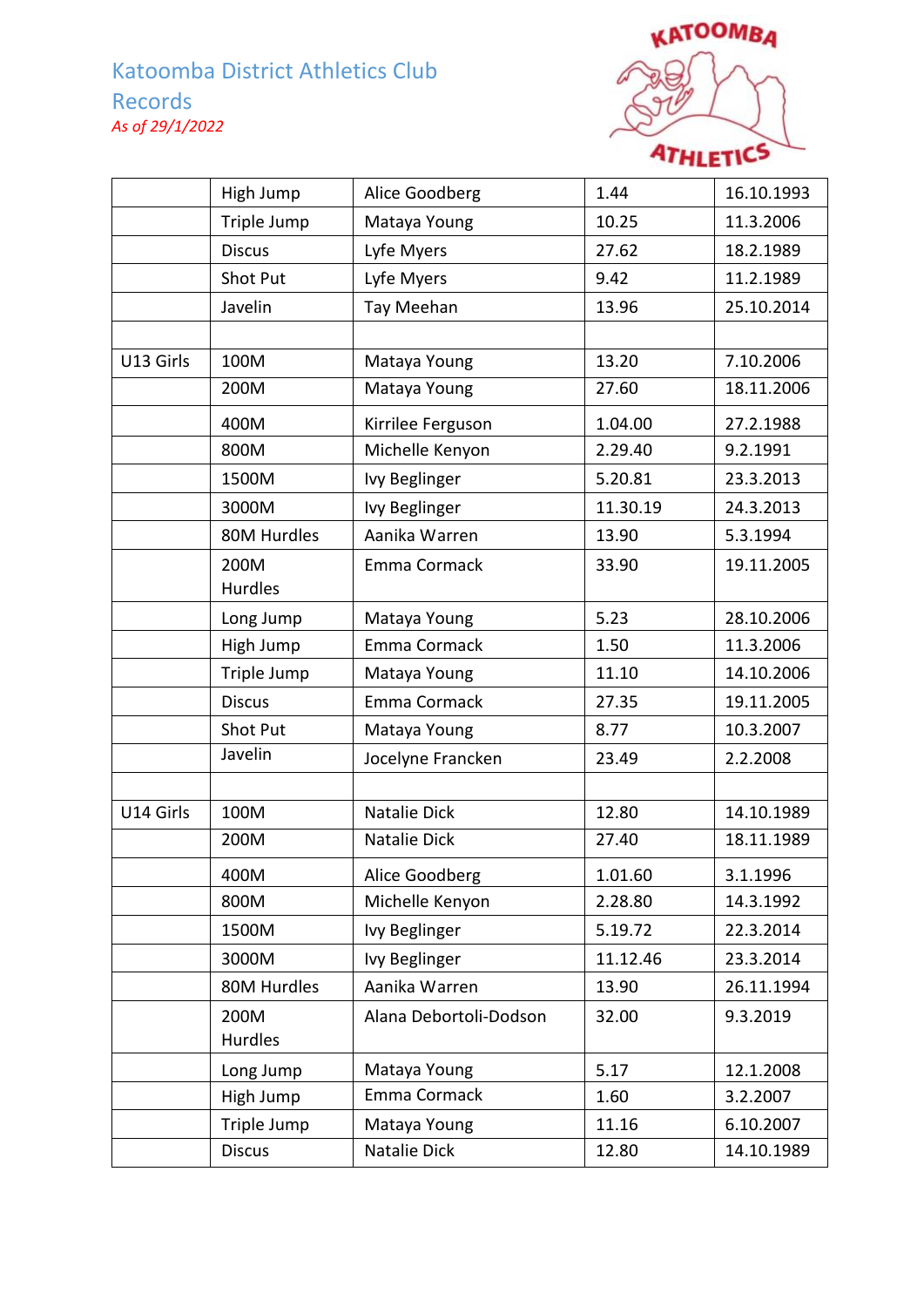Katoomba District Athletics Club
Records
*As of 29/1/2022*

| | | | | |
|---|---|---|---|---|
| | High Jump | Alice Goodberg | 1.44 | 16.10.1993 |
| | Triple Jump | Mataya Young | 10.25 | 11.3.2006 |
| | Discus | Lyfe Myers | 27.62 | 18.2.1989 |
| | Shot Put | Lyfe Myers | 9.42 | 11.2.1989 |
| | Javelin | Tay Meehan | 13.96 | 25.10.2014 |
| | | | | |
| U13 Girls | 100M | Mataya Young | 13.20 | 7.10.2006 |
| | 200M | Mataya Young | 27.60 | 18.11.2006 |
| | 400M | Kirrilee Ferguson | 1.04.00 | 27.2.1988 |
| | 800M | Michelle Kenyon | 2.29.40 | 9.2.1991 |
| | 1500M | Ivy Beglinger | 5.20.81 | 23.3.2013 |
| | 3000M | Ivy Beglinger | 11.30.19 | 24.3.2013 |
| | 80M Hurdles | Aanika Warren | 13.90 | 5.3.1994 |
| | 200M Hurdles | Emma Cormack | 33.90 | 19.11.2005 |
| | Long Jump | Mataya Young | 5.23 | 28.10.2006 |
| | High Jump | Emma Cormack | 1.50 | 11.3.2006 |
| | Triple Jump | Mataya Young | 11.10 | 14.10.2006 |
| | Discus | Emma Cormack | 27.35 | 19.11.2005 |
| | Shot Put | Mataya Young | 8.77 | 10.3.2007 |
| | Javelin | Jocelyne Francken | 23.49 | 2.2.2008 |
| | | | | |
| U14 Girls | 100M | Natalie Dick | 12.80 | 14.10.1989 |
| | 200M | Natalie Dick | 27.40 | 18.11.1989 |
| | 400M | Alice Goodberg | 1.01.60 | 3.1.1996 |
| | 800M | Michelle Kenyon | 2.28.80 | 14.3.1992 |
| | 1500M | Ivy Beglinger | 5.19.72 | 22.3.2014 |
| | 3000M | Ivy Beglinger | 11.12.46 | 23.3.2014 |
| | 80M Hurdles | Aanika Warren | 13.90 | 26.11.1994 |
| | 200M Hurdles | Alana Debortoli-Dodson | 32.00 | 9.3.2019 |
| | Long Jump | Mataya Young | 5.17 | 12.1.2008 |
| | High Jump | Emma Cormack | 1.60 | 3.2.2007 |
| | Triple Jump | Mataya Young | 11.16 | 6.10.2007 |
| | Discus | Natalie Dick | 12.80 | 14.10.1989 |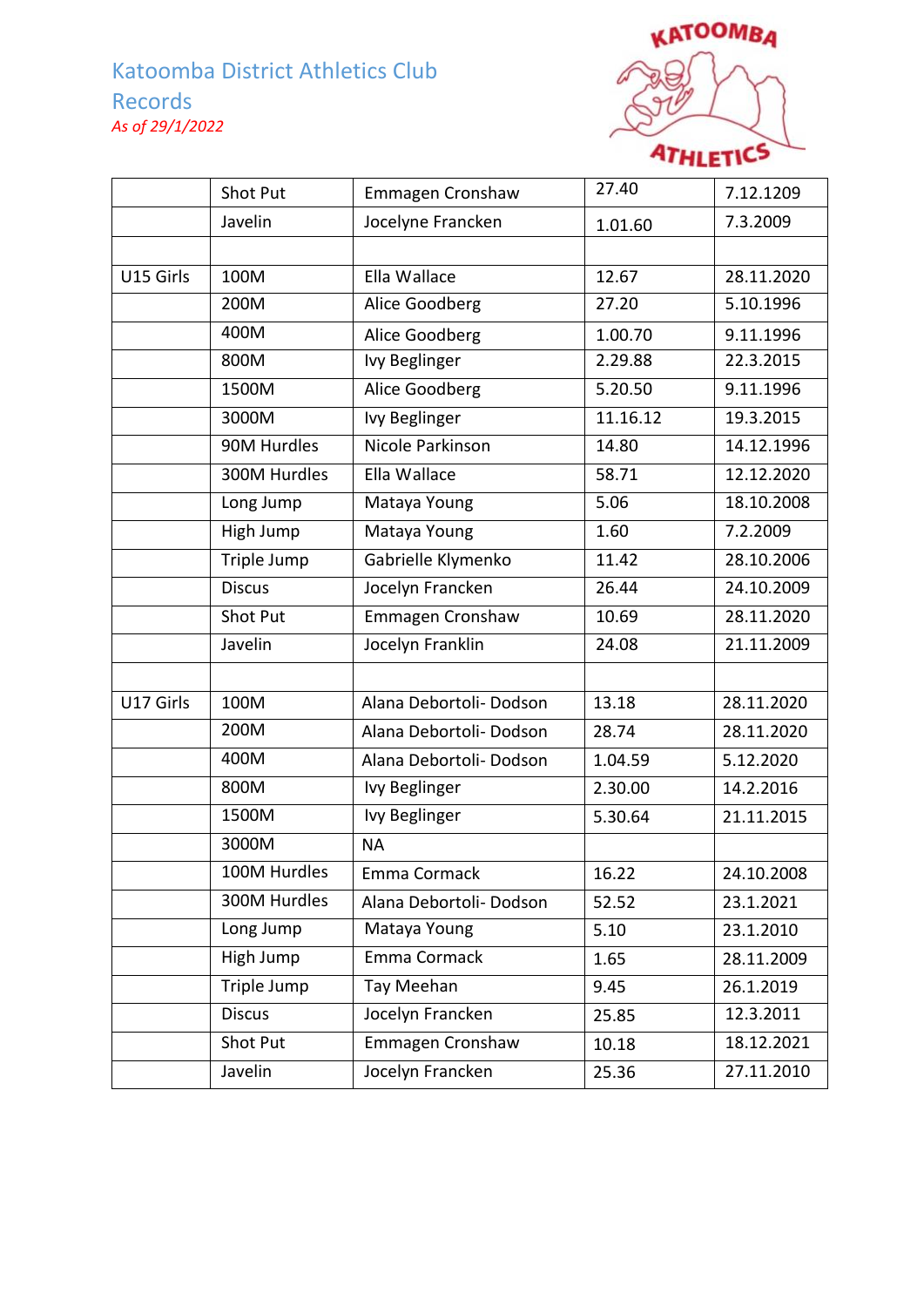Katoomba District Athletics Club
Records
*As of 29/1/2022*

| | | | | |
|---|---|---|---|---|
| | Shot Put | Emmagen Cronshaw | 27.40 | 7.12.1209 |
| | Javelin | Jocelyne Francken | 1.01.60 | 7.3.2009 |
| | | | | |
| U15 Girls | 100M | Ella Wallace | 12.67 | 28.11.2020 |
| | 200M | Alice Goodberg | 27.20 | 5.10.1996 |
| | 400M | Alice Goodberg | 1.00.70 | 9.11.1996 |
| | 800M | Ivy Beglinger | 2.29.88 | 22.3.2015 |
| | 1500M | Alice Goodberg | 5.20.50 | 9.11.1996 |
| | 3000M | Ivy Beglinger | 11.16.12 | 19.3.2015 |
| | 90M Hurdles | Nicole Parkinson | 14.80 | 14.12.1996 |
| | 300M Hurdles | Ella Wallace | 58.71 | 12.12.2020 |
| | Long Jump | Mataya Young | 5.06 | 18.10.2008 |
| | High Jump | Mataya Young | 1.60 | 7.2.2009 |
| | Triple Jump | Gabrielle Klymenko | 11.42 | 28.10.2006 |
| | Discus | Jocelyn Francken | 26.44 | 24.10.2009 |
| | Shot Put | Emmagen Cronshaw | 10.69 | 28.11.2020 |
| | Javelin | Jocelyn Franklin | 24.08 | 21.11.2009 |
| | | | | |
| U17 Girls | 100M | Alana Debortoli- Dodson | 13.18 | 28.11.2020 |
| | 200M | Alana Debortoli- Dodson | 28.74 | 28.11.2020 |
| | 400M | Alana Debortoli- Dodson | 1.04.59 | 5.12.2020 |
| | 800M | Ivy Beglinger | 2.30.00 | 14.2.2016 |
| | 1500M | Ivy Beglinger | 5.30.64 | 21.11.2015 |
| | 3000M | NA | | |
| | 100M Hurdles | Emma Cormack | 16.22 | 24.10.2008 |
| | 300M Hurdles | Alana Debortoli- Dodson | 52.52 | 23.1.2021 |
| | Long Jump | Mataya Young | 5.10 | 23.1.2010 |
| | High Jump | Emma Cormack | 1.65 | 28.11.2009 |
| | Triple Jump | Tay Meehan | 9.45 | 26.1.2019 |
| | Discus | Jocelyn Francken | 25.85 | 12.3.2011 |
| | Shot Put | Emmagen Cronshaw | 10.18 | 18.12.2021 |
| | Javelin | Jocelyn Francken | 25.36 | 27.11.2010 |